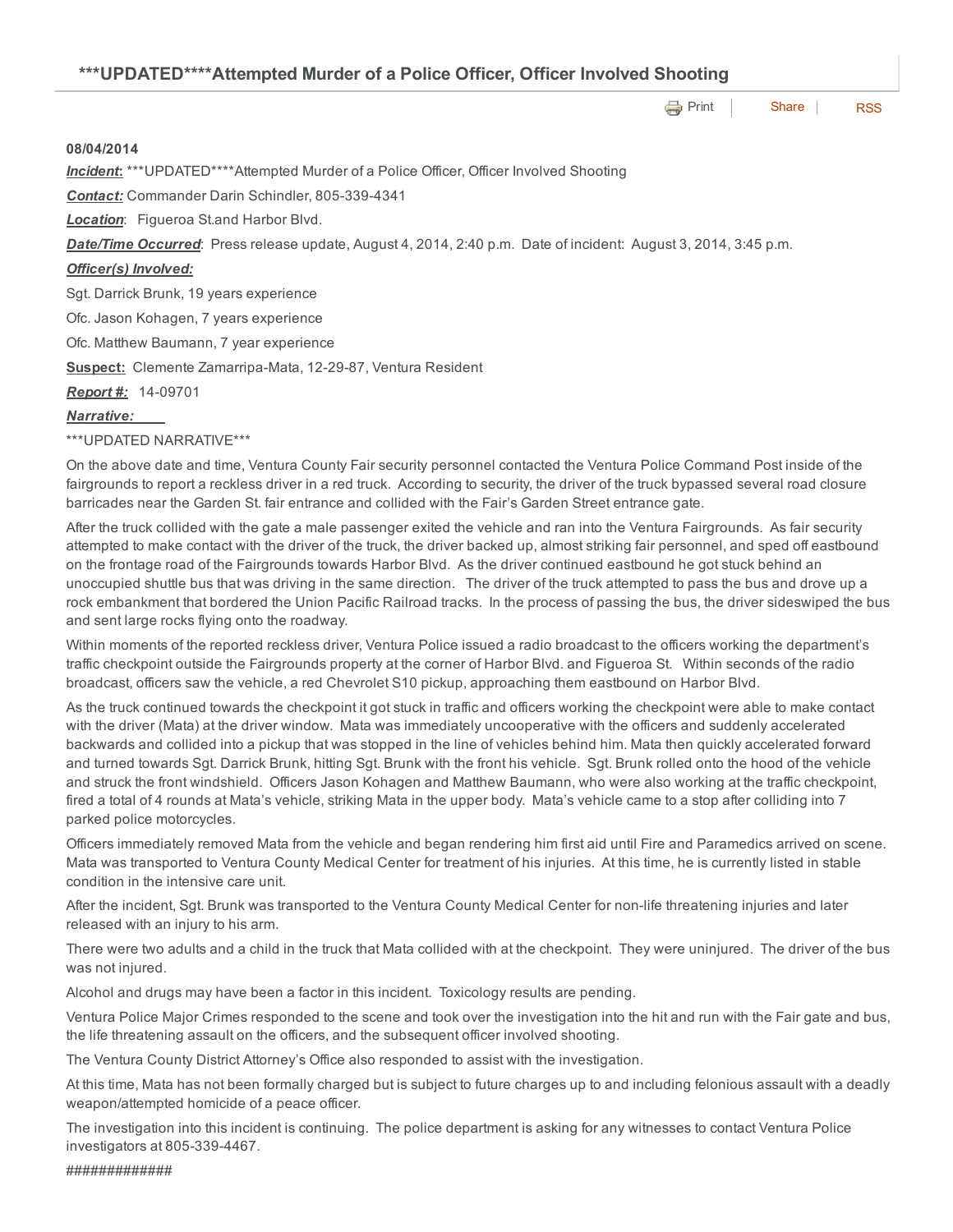# ***UPDATED****Attempted Murder of a Police Officer, Officer Involved Shooting

Print | Share | RSS

**08/04/2014**

***Incident*:** ***UPDATED****Attempted Murder of a Police Officer, Officer Involved Shooting

***Contact:*** Commander Darin Schindler, 805-339-4341

***Location***: Figueroa St.and Harbor Blvd.

***Date/Time Occurred***: Press release update, August 4, 2014, 2:40 p.m. Date of incident: August 3, 2014, 3:45 p.m.

***Officer(s) Involved:***

Sgt. Darrick Brunk, 19 years experience

Ofc. Jason Kohagen, 7 years experience

Ofc. Matthew Baumann, 7 year experience

**Suspect:** Clemente Zamarripa-Mata, 12-29-87, Ventura Resident

***Report #:*** 14-09701

***Narrative:***

***UPDATED NARRATIVE***

On the above date and time, Ventura County Fair security personnel contacted the Ventura Police Command Post inside of the fairgrounds to report a reckless driver in a red truck. According to security, the driver of the truck bypassed several road closure barricades near the Garden St. fair entrance and collided with the Fair's Garden Street entrance gate.

After the truck collided with the gate a male passenger exited the vehicle and ran into the Ventura Fairgrounds. As fair security attempted to make contact with the driver of the truck, the driver backed up, almost striking fair personnel, and sped off eastbound on the frontage road of the Fairgrounds towards Harbor Blvd. As the driver continued eastbound he got stuck behind an unoccupied shuttle bus that was driving in the same direction. The driver of the truck attempted to pass the bus and drove up a rock embankment that bordered the Union Pacific Railroad tracks. In the process of passing the bus, the driver sideswiped the bus and sent large rocks flying onto the roadway.

Within moments of the reported reckless driver, Ventura Police issued a radio broadcast to the officers working the department's traffic checkpoint outside the Fairgrounds property at the corner of Harbor Blvd. and Figueroa St. Within seconds of the radio broadcast, officers saw the vehicle, a red Chevrolet S10 pickup, approaching them eastbound on Harbor Blvd.

As the truck continued towards the checkpoint it got stuck in traffic and officers working the checkpoint were able to make contact with the driver (Mata) at the driver window. Mata was immediately uncooperative with the officers and suddenly accelerated backwards and collided into a pickup that was stopped in the line of vehicles behind him. Mata then quickly accelerated forward and turned towards Sgt. Darrick Brunk, hitting Sgt. Brunk with the front his vehicle. Sgt. Brunk rolled onto the hood of the vehicle and struck the front windshield. Officers Jason Kohagen and Matthew Baumann, who were also working at the traffic checkpoint, fired a total of 4 rounds at Mata's vehicle, striking Mata in the upper body. Mata's vehicle came to a stop after colliding into 7 parked police motorcycles.

Officers immediately removed Mata from the vehicle and began rendering him first aid until Fire and Paramedics arrived on scene. Mata was transported to Ventura County Medical Center for treatment of his injuries. At this time, he is currently listed in stable condition in the intensive care unit.

After the incident, Sgt. Brunk was transported to the Ventura County Medical Center for non-life threatening injuries and later released with an injury to his arm.

There were two adults and a child in the truck that Mata collided with at the checkpoint. They were uninjured. The driver of the bus was not injured.

Alcohol and drugs may have been a factor in this incident. Toxicology results are pending.

Ventura Police Major Crimes responded to the scene and took over the investigation into the hit and run with the Fair gate and bus, the life threatening assault on the officers, and the subsequent officer involved shooting.

The Ventura County District Attorney's Office also responded to assist with the investigation.

At this time, Mata has not been formally charged but is subject to future charges up to and including felonious assault with a deadly weapon/attempted homicide of a peace officer.

The investigation into this incident is continuing. The police department is asking for any witnesses to contact Ventura Police investigators at 805-339-4467.

#############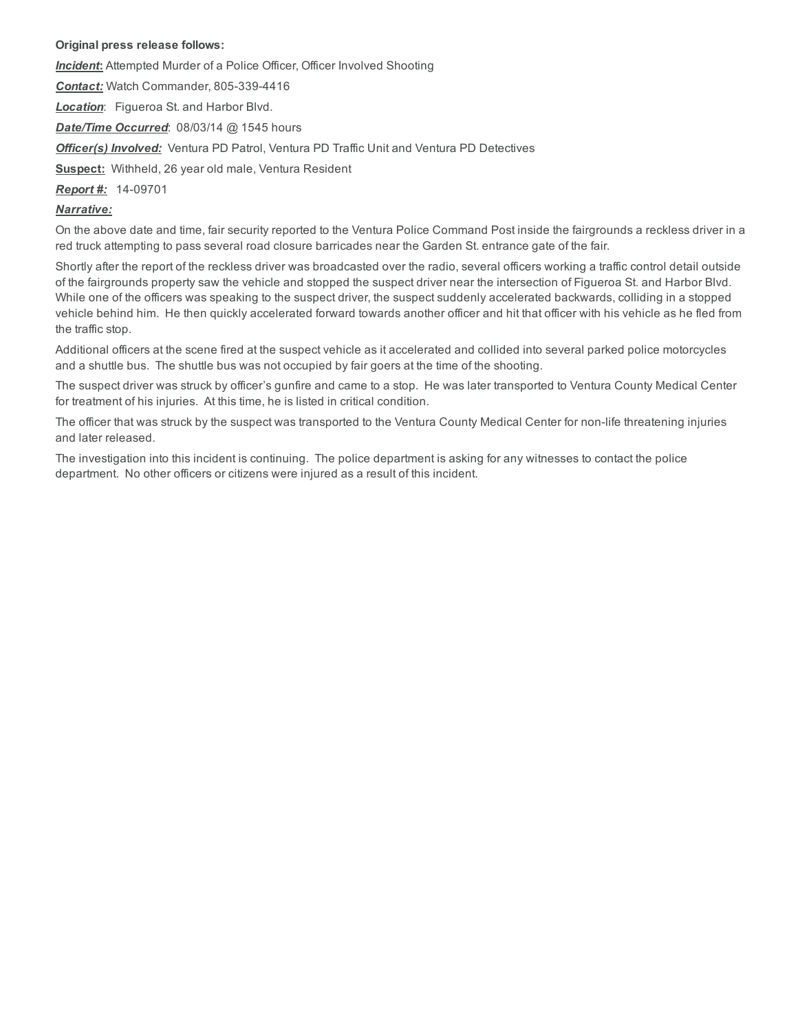**Original press release follows:**

***Incident*****:** Attempted Murder of a Police Officer, Officer Involved Shooting

***Contact:*** Watch Commander, 805-339-4416

***Location***: Figueroa St. and Harbor Blvd.

***Date/Time Occurred***: 08/03/14 @ 1545 hours

***Officer(s) Involved:*** Ventura PD Patrol, Ventura PD Traffic Unit and Ventura PD Detectives

**Suspect:** Withheld, 26 year old male, Ventura Resident

***Report #:*** 14-09701

***Narrative:***

On the above date and time, fair security reported to the Ventura Police Command Post inside the fairgrounds a reckless driver in a red truck attempting to pass several road closure barricades near the Garden St. entrance gate of the fair.

Shortly after the report of the reckless driver was broadcasted over the radio, several officers working a traffic control detail outside of the fairgrounds property saw the vehicle and stopped the suspect driver near the intersection of Figueroa St. and Harbor Blvd. While one of the officers was speaking to the suspect driver, the suspect suddenly accelerated backwards, colliding in a stopped vehicle behind him. He then quickly accelerated forward towards another officer and hit that officer with his vehicle as he fled from the traffic stop.

Additional officers at the scene fired at the suspect vehicle as it accelerated and collided into several parked police motorcycles and a shuttle bus. The shuttle bus was not occupied by fair goers at the time of the shooting.

The suspect driver was struck by officer's gunfire and came to a stop. He was later transported to Ventura County Medical Center for treatment of his injuries. At this time, he is listed in critical condition.

The officer that was struck by the suspect was transported to the Ventura County Medical Center for non-life threatening injuries and later released.

The investigation into this incident is continuing. The police department is asking for any witnesses to contact the police department. No other officers or citizens were injured as a result of this incident.